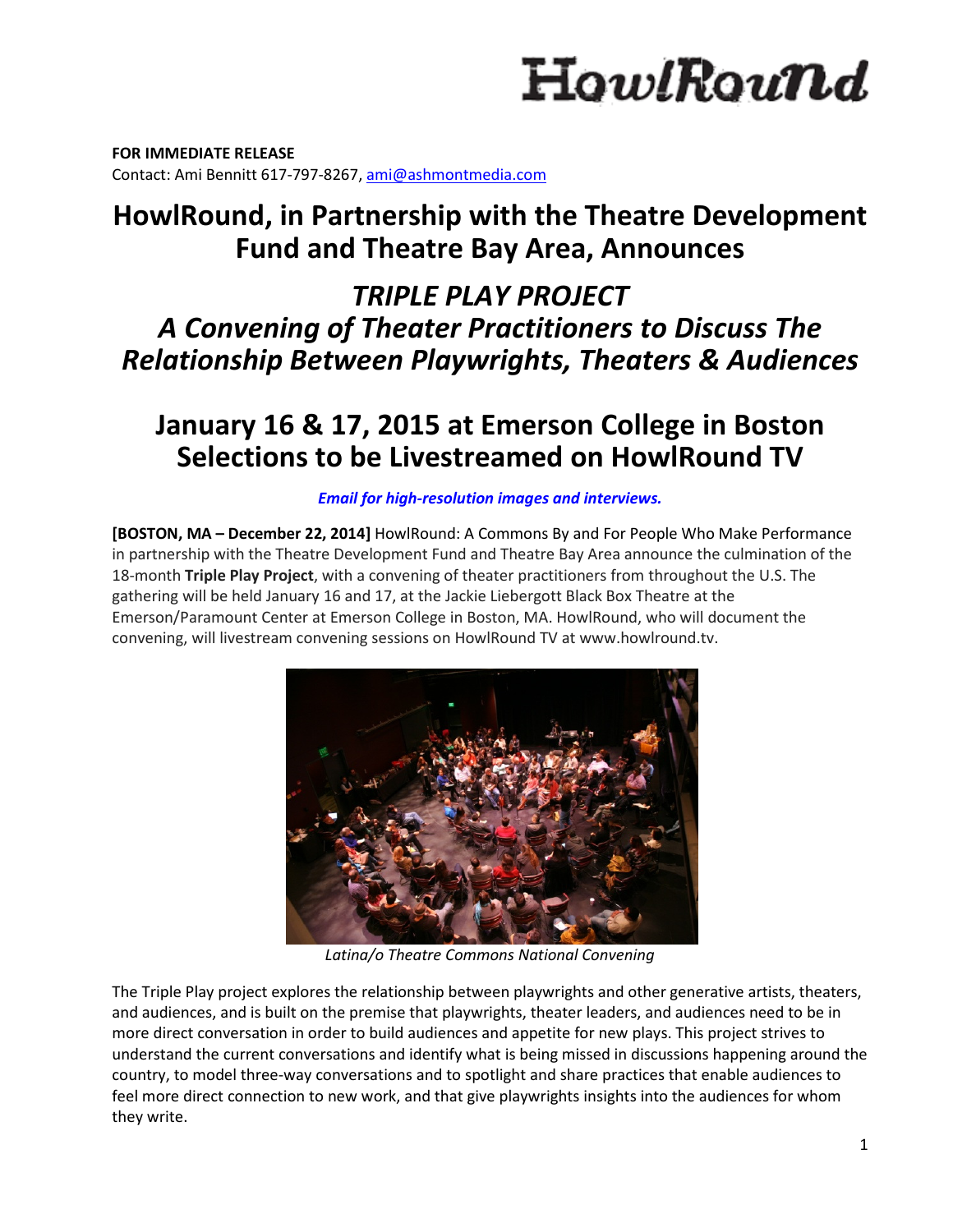HowlRound

**FOR IMMEDIATE RELEASE**
Contact: Ami Bennitt 617-797-8267, ami@ashmontmedia.com

# HowlRound, in Partnership with the Theatre Development Fund and Theatre Bay Area, Announces

## *TRIPLE PLAY PROJECT*
## *A Convening of Theater Practitioners to Discuss The Relationship Between Playwrights, Theaters & Audiences*

## January 16 & 17, 2015 at Emerson College in Boston
## Selections to be Livestreamed on HowlRound TV

***Email for high-resolution images and interviews.***

**[BOSTON, MA – December 22, 2014]** HowlRound: A Commons By and For People Who Make Performance in partnership with the Theatre Development Fund and Theatre Bay Area announce the culmination of the 18-month **Triple Play Project**, with a convening of theater practitioners from throughout the U.S. The gathering will be held January 16 and 17, at the Jackie Liebergott Black Box Theatre at the Emerson/Paramount Center at Emerson College in Boston, MA. HowlRound, who will document the convening, will livestream convening sessions on HowlRound TV at www.howlround.tv.

*Latina/o Theatre Commons National Convening*

The Triple Play project explores the relationship between playwrights and other generative artists, theaters, and audiences, and is built on the premise that playwrights, theater leaders, and audiences need to be in more direct conversation in order to build audiences and appetite for new plays. This project strives to understand the current conversations and identify what is being missed in discussions happening around the country, to model three-way conversations and to spotlight and share practices that enable audiences to feel more direct connection to new work, and that give playwrights insights into the audiences for whom they write.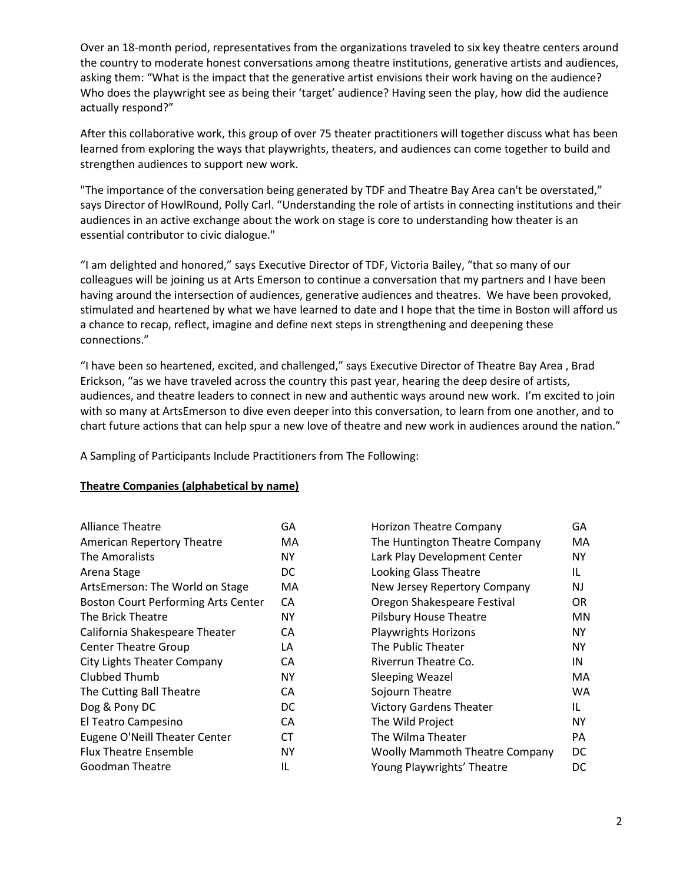Over an 18-month period, representatives from the organizations traveled to six key theatre centers around the country to moderate honest conversations among theatre institutions, generative artists and audiences, asking them: "What is the impact that the generative artist envisions their work having on the audience? Who does the playwright see as being their 'target' audience? Having seen the play, how did the audience actually respond?"

After this collaborative work, this group of over 75 theater practitioners will together discuss what has been learned from exploring the ways that playwrights, theaters, and audiences can come together to build and strengthen audiences to support new work.

"The importance of the conversation being generated by TDF and Theatre Bay Area can't be overstated," says Director of HowlRound, Polly Carl. "Understanding the role of artists in connecting institutions and their audiences in an active exchange about the work on stage is core to understanding how theater is an essential contributor to civic dialogue."

"I am delighted and honored," says Executive Director of TDF, Victoria Bailey, "that so many of our colleagues will be joining us at Arts Emerson to continue a conversation that my partners and I have been having around the intersection of audiences, generative audiences and theatres. We have been provoked, stimulated and heartened by what we have learned to date and I hope that the time in Boston will afford us a chance to recap, reflect, imagine and define next steps in strengthening and deepening these connections."

"I have been so heartened, excited, and challenged," says Executive Director of Theatre Bay Area , Brad Erickson, "as we have traveled across the country this past year, hearing the deep desire of artists, audiences, and theatre leaders to connect in new and authentic ways around new work. I'm excited to join with so many at ArtsEmerson to dive even deeper into this conversation, to learn from one another, and to chart future actions that can help spur a new love of theatre and new work in audiences around the nation."

A Sampling of Participants Include Practitioners from The Following:

**Theatre Companies (alphabetical by name)**

| Theatre Company | State |
|---|---|
| Alliance Theatre | GA |
| American Repertory Theatre | MA |
| The Amoralists | NY |
| Arena Stage | DC |
| ArtsEmerson: The World on Stage | MA |
| Boston Court Performing Arts Center | CA |
| The Brick Theatre | NY |
| California Shakespeare Theater | CA |
| Center Theatre Group | LA |
| City Lights Theater Company | CA |
| Clubbed Thumb | NY |
| The Cutting Ball Theatre | CA |
| Dog & Pony DC | DC |
| El Teatro Campesino | CA |
| Eugene O'Neill Theater Center | CT |
| Flux Theatre Ensemble | NY |
| Goodman Theatre | IL |
| Horizon Theatre Company | GA |
| The Huntington Theatre Company | MA |
| Lark Play Development Center | NY |
| Looking Glass Theatre | IL |
| New Jersey Repertory Company | NJ |
| Oregon Shakespeare Festival | OR |
| Pilsbury House Theatre | MN |
| Playwrights Horizons | NY |
| The Public Theater | NY |
| Riverrun Theatre Co. | IN |
| Sleeping Weazel | MA |
| Sojourn Theatre | WA |
| Victory Gardens Theater | IL |
| The Wild Project | NY |
| The Wilma Theater | PA |
| Woolly Mammoth Theatre Company | DC |
| Young Playwrights' Theatre | DC |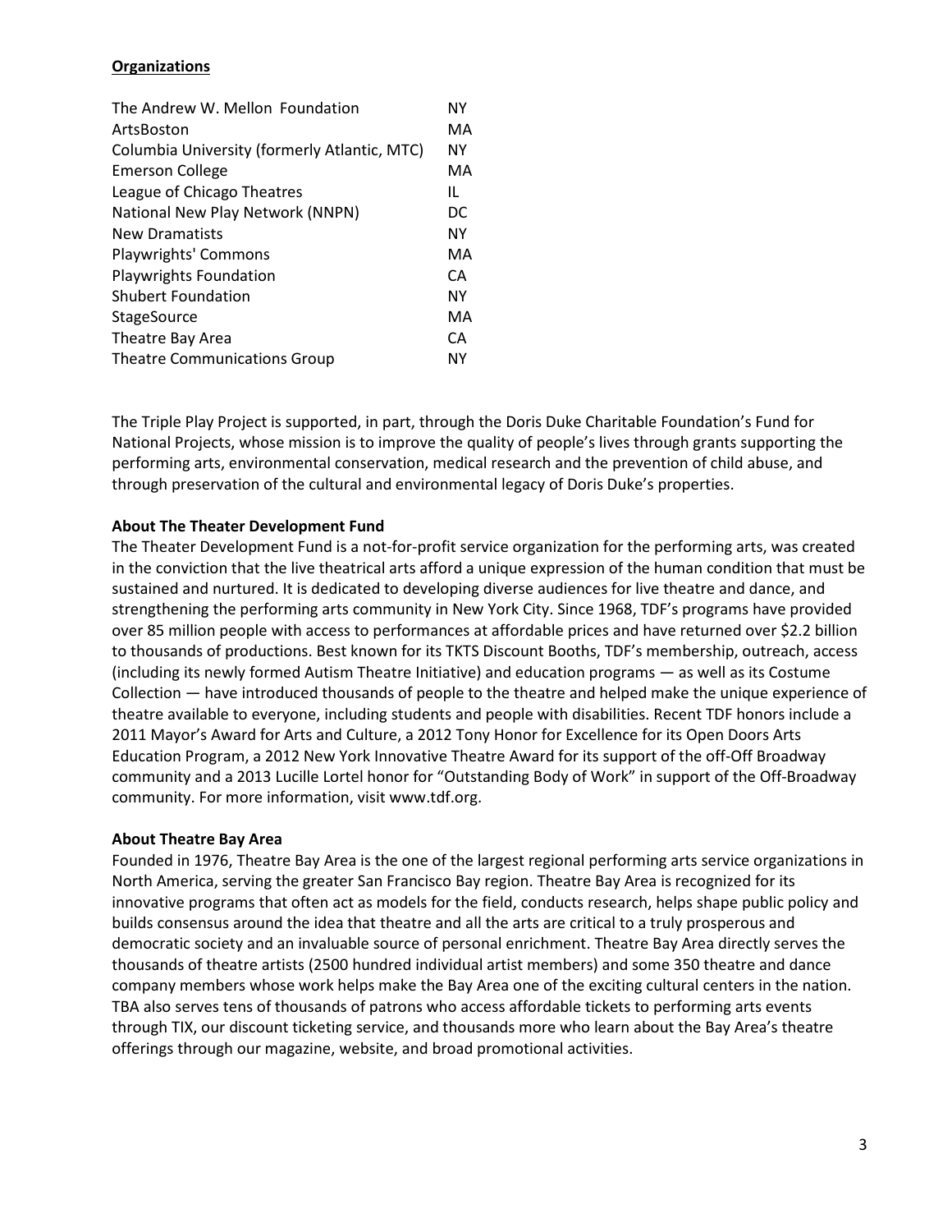**Organizations**

| | |
|---|---|
| The Andrew W. Mellon Foundation | NY |
| ArtsBoston | MA |
| Columbia University (formerly Atlantic, MTC) | NY |
| Emerson College | MA |
| League of Chicago Theatres | IL |
| National New Play Network (NNPN) | DC |
| New Dramatists | NY |
| Playwrights' Commons | MA |
| Playwrights Foundation | CA |
| Shubert Foundation | NY |
| StageSource | MA |
| Theatre Bay Area | CA |
| Theatre Communications Group | NY |

The Triple Play Project is supported, in part, through the Doris Duke Charitable Foundation's Fund for National Projects, whose mission is to improve the quality of people's lives through grants supporting the performing arts, environmental conservation, medical research and the prevention of child abuse, and through preservation of the cultural and environmental legacy of Doris Duke's properties.

**About The Theater Development Fund**

The Theater Development Fund is a not-for-profit service organization for the performing arts, was created in the conviction that the live theatrical arts afford a unique expression of the human condition that must be sustained and nurtured. It is dedicated to developing diverse audiences for live theatre and dance, and strengthening the performing arts community in New York City. Since 1968, TDF's programs have provided over 85 million people with access to performances at affordable prices and have returned over $2.2 billion to thousands of productions. Best known for its TKTS Discount Booths, TDF's membership, outreach, access (including its newly formed Autism Theatre Initiative) and education programs — as well as its Costume Collection — have introduced thousands of people to the theatre and helped make the unique experience of theatre available to everyone, including students and people with disabilities. Recent TDF honors include a 2011 Mayor's Award for Arts and Culture, a 2012 Tony Honor for Excellence for its Open Doors Arts Education Program, a 2012 New York Innovative Theatre Award for its support of the off-Off Broadway community and a 2013 Lucille Lortel honor for "Outstanding Body of Work" in support of the Off-Broadway community. For more information, visit www.tdf.org.

**About Theatre Bay Area**

Founded in 1976, Theatre Bay Area is the one of the largest regional performing arts service organizations in North America, serving the greater San Francisco Bay region. Theatre Bay Area is recognized for its innovative programs that often act as models for the field, conducts research, helps shape public policy and builds consensus around the idea that theatre and all the arts are critical to a truly prosperous and democratic society and an invaluable source of personal enrichment. Theatre Bay Area directly serves the thousands of theatre artists (2500 hundred individual artist members) and some 350 theatre and dance company members whose work helps make the Bay Area one of the exciting cultural centers in the nation. TBA also serves tens of thousands of patrons who access affordable tickets to performing arts events through TIX, our discount ticketing service, and thousands more who learn about the Bay Area's theatre offerings through our magazine, website, and broad promotional activities.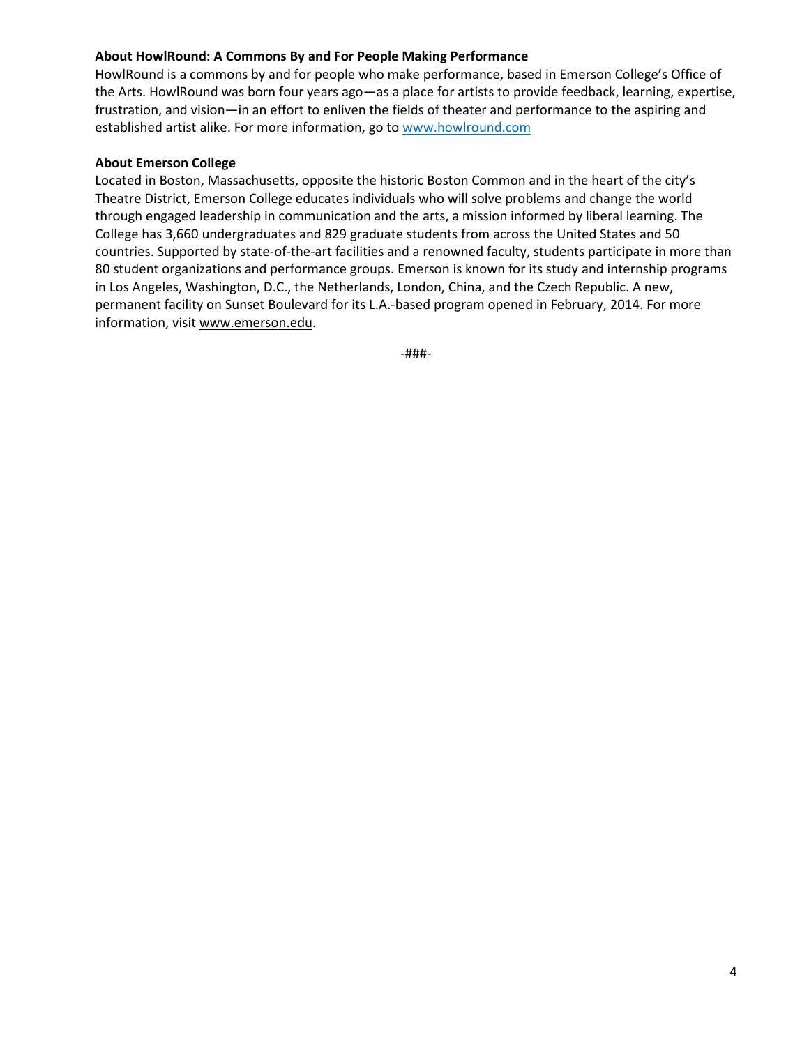**About HowlRound: A Commons By and For People Making Performance**

HowlRound is a commons by and for people who make performance, based in Emerson College's Office of the Arts. HowlRound was born four years ago—as a place for artists to provide feedback, learning, expertise, frustration, and vision—in an effort to enliven the fields of theater and performance to the aspiring and established artist alike. For more information, go to www.howlround.com

**About Emerson College**

Located in Boston, Massachusetts, opposite the historic Boston Common and in the heart of the city's Theatre District, Emerson College educates individuals who will solve problems and change the world through engaged leadership in communication and the arts, a mission informed by liberal learning. The College has 3,660 undergraduates and 829 graduate students from across the United States and 50 countries. Supported by state-of-the-art facilities and a renowned faculty, students participate in more than 80 student organizations and performance groups. Emerson is known for its study and internship programs in Los Angeles, Washington, D.C., the Netherlands, London, China, and the Czech Republic. A new, permanent facility on Sunset Boulevard for its L.A.-based program opened in February, 2014. For more information, visit www.emerson.edu.

-###-